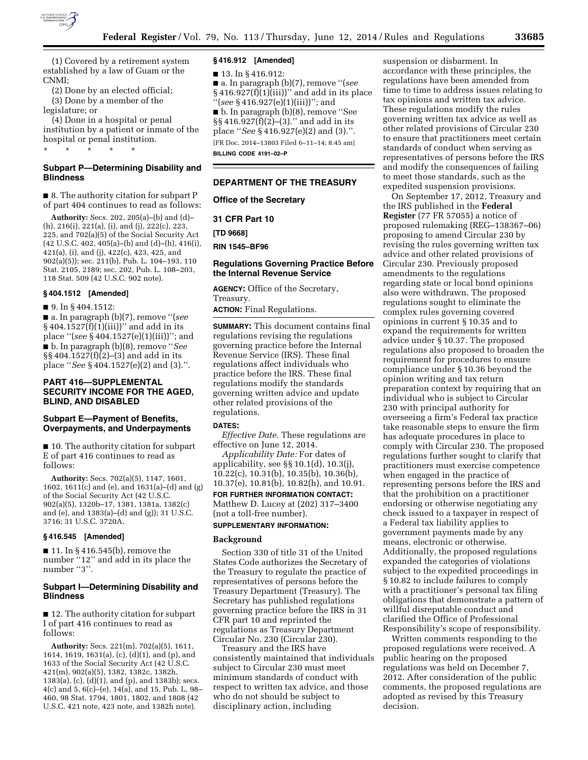(1) Covered by a retirement system established by a law of Guam or the CNMI;

(2) Done by an elected official;

(3) Done by a member of the legislature; or

(4) Done in a hospital or penal institution by a patient or inmate of the hospital or penal institution.

\* \* \* \* \*

### Subpart P—Determining Disability and Blindness

■ 8. The authority citation for subpart P of part 404 continues to read as follows:

**Authority:** Secs. 202, 205(a)–(b) and (d)–(h), 216(i), 221(a), (i), and (j), 222(c), 223, 225, and 702(a)(5) of the Social Security Act (42 U.S.C. 402, 405(a)–(b) and (d)–(h), 416(i), 421(a), (i), and (j), 422(c), 423, 425, and 902(a)(5)); sec. 211(b), Pub. L. 104–193, 110 Stat. 2105, 2189; sec. 202, Pub. L. 108–203, 118 Stat. 509 (42 U.S.C. 902 note).

#### § 404.1512 [Amended]

■ 9. In § 404.1512:

■ a. In paragraph (b)(7), remove ''(*see* § 404.1527(f)(1)(iii))'' and add in its place ''(*see* § 404.1527(e)(1)(iii))''; and

■ b. In paragraph (b)(8), remove ''*See* §§ 404.1527(f)(2)–(3)'' and add in its place ''*See* § 404.1527(e)(2) and (3).''.

## PART 416—SUPPLEMENTAL SECURITY INCOME FOR THE AGED, BLIND, AND DISABLED

### Subpart E—Payment of Benefits, Overpayments, and Underpayments

■ 10. The authority citation for subpart E of part 416 continues to read as follows:

**Authority:** Secs. 702(a)(5), 1147, 1601, 1602, 1611(c) and (e), and 1631(a)–(d) and (g) of the Social Security Act (42 U.S.C. 902(a)(5), 1320b–17, 1381, 1381a, 1382(c) and (e), and 1383(a)–(d) and (g)); 31 U.S.C. 3716; 31 U.S.C. 3720A.

#### § 416.545 [Amended]

■ 11. In § 416.545(b), remove the number ''12'' and add in its place the number ''3''.

### Subpart I—Determining Disability and Blindness

■ 12. The authority citation for subpart I of part 416 continues to read as follows:

**Authority:** Secs. 221(m), 702(a)(5), 1611, 1614, 1619, 1631(a), (c), (d)(1), and (p), and 1633 of the Social Security Act (42 U.S.C. 421(m), 902(a)(5), 1382, 1382c, 1382h, 1383(a), (c), (d)(1), and (p), and 1383b); secs. 4(c) and 5, 6(c)–(e), 14(a), and 15, Pub. L. 98–460, 98 Stat. 1794, 1801, 1802, and 1808 (42 U.S.C. 421 note, 423 note, and 1382h note).

#### § 416.912 [Amended]

■ 13. In § 416.912:

■ a. In paragraph (b)(7), remove ''(*see* § 416.927(f)(1)(iii))'' and add in its place ''(*see* § 416.927(e)(1)(iii))''; and

■ b. In paragraph (b)(8), remove ''See §§ 416.927(f)(2)–(3).'' and add in its place ''*See* § 416.927(e)(2) and (3).''.

[FR Doc. 2014–13803 Filed 6–11–14; 8:45 am]

**BILLING CODE 4191–02–P**

## DEPARTMENT OF THE TREASURY

### Office of the Secretary

### 31 CFR Part 10

**[TD 9668]**

**RIN 1545–BF96**

### Regulations Governing Practice Before the Internal Revenue Service

**AGENCY:** Office of the Secretary, Treasury.

**ACTION:** Final Regulations.

**SUMMARY:** This document contains final regulations revising the regulations governing practice before the Internal Revenue Service (IRS). These final regulations affect individuals who practice before the IRS. These final regulations modify the standards governing written advice and update other related provisions of the regulations.

**DATES:**

*Effective Date.* These regulations are effective on June 12, 2014.

*Applicability Date:* For dates of applicability, see §§ 10.1(d), 10.3(j), 10.22(c), 10.31(b), 10.35(b), 10.36(b), 10.37(e), 10.81(b), 10.82(h), and 10.91.

**FOR FURTHER INFORMATION CONTACT:** Matthew D. Lucey at (202) 317–3400 (not a toll-free number).

**SUPPLEMENTARY INFORMATION:**

#### Background

Section 330 of title 31 of the United States Code authorizes the Secretary of the Treasury to regulate the practice of representatives of persons before the Treasury Department (Treasury). The Secretary has published regulations governing practice before the IRS in 31 CFR part 10 and reprinted the regulations as Treasury Department Circular No. 230 (Circular 230).

Treasury and the IRS have consistently maintained that individuals subject to Circular 230 must meet minimum standards of conduct with respect to written tax advice, and those who do not should be subject to disciplinary action, including suspension or disbarment. In accordance with these principles, the regulations have been amended from time to time to address issues relating to tax opinions and written tax advice. These regulations modify the rules governing written tax advice as well as other related provisions of Circular 230 to ensure that practitioners meet certain standards of conduct when serving as representatives of persons before the IRS and modify the consequences of failing to meet those standards, such as the expedited suspension provisions.

On September 17, 2012, Treasury and the IRS published in the **Federal Register** (77 FR 57055) a notice of proposed rulemaking (REG–138367–06) proposing to amend Circular 230 by revising the rules governing written tax advice and other related provisions of Circular 230. Previously proposed amendments to the regulations regarding state or local bond opinions also were withdrawn. The proposed regulations sought to eliminate the complex rules governing covered opinions in current § 10.35 and to expand the requirements for written advice under § 10.37. The proposed regulations also proposed to broaden the requirement for procedures to ensure compliance under § 10.36 beyond the opinion writing and tax return preparation context by requiring that an individual who is subject to Circular 230 with principal authority for overseeing a firm's Federal tax practice take reasonable steps to ensure the firm has adequate procedures in place to comply with Circular 230. The proposed regulations further sought to clarify that practitioners must exercise competence when engaged in the practice of representing persons before the IRS and that the prohibition on a practitioner endorsing or otherwise negotiating any check issued to a taxpayer in respect of a Federal tax liability applies to government payments made by any means, electronic or otherwise. Additionally, the proposed regulations expanded the categories of violations subject to the expedited proceedings in § 10.82 to include failures to comply with a practitioner's personal tax filing obligations that demonstrate a pattern of willful disreputable conduct and clarified the Office of Professional Responsibility's scope of responsibility.

Written comments responding to the proposed regulations were received. A public hearing on the proposed regulations was held on December 7, 2012. After consideration of the public comments, the proposed regulations are adopted as revised by this Treasury decision.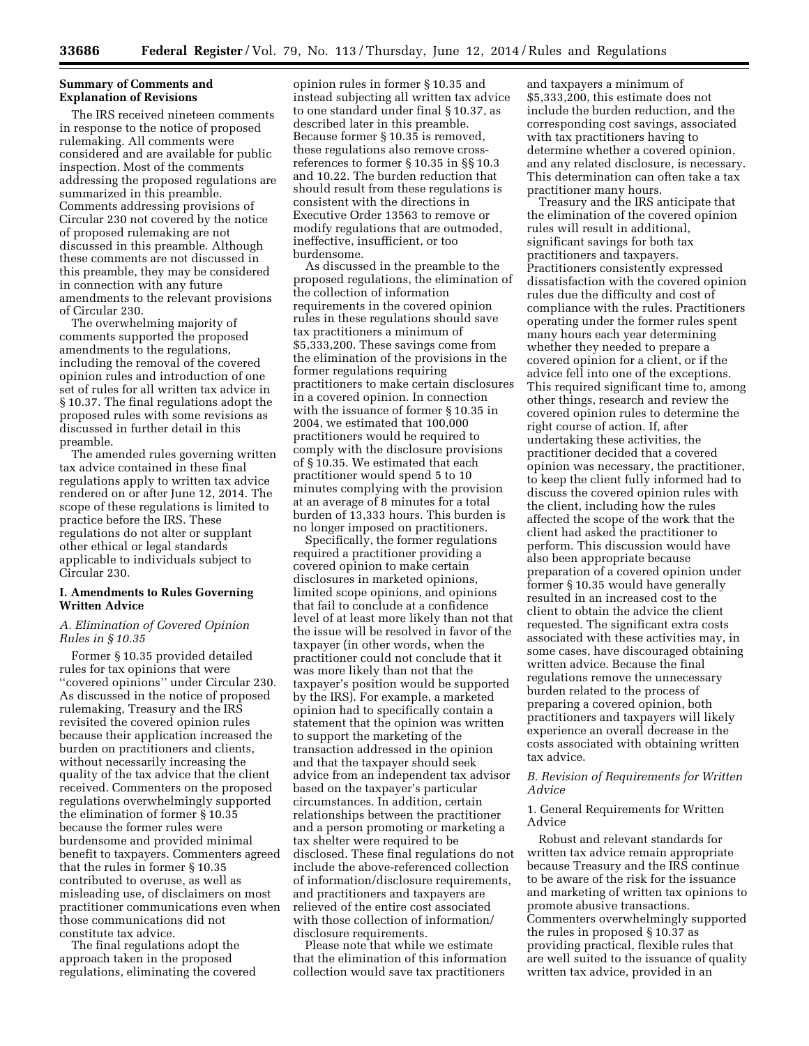## Summary of Comments and Explanation of Revisions

The IRS received nineteen comments in response to the notice of proposed rulemaking. All comments were considered and are available for public inspection. Most of the comments addressing the proposed regulations are summarized in this preamble. Comments addressing provisions of Circular 230 not covered by the notice of proposed rulemaking are not discussed in this preamble. Although these comments are not discussed in this preamble, they may be considered in connection with any future amendments to the relevant provisions of Circular 230.

The overwhelming majority of comments supported the proposed amendments to the regulations, including the removal of the covered opinion rules and introduction of one set of rules for all written tax advice in § 10.37. The final regulations adopt the proposed rules with some revisions as discussed in further detail in this preamble.

The amended rules governing written tax advice contained in these final regulations apply to written tax advice rendered on or after June 12, 2014. The scope of these regulations is limited to practice before the IRS. These regulations do not alter or supplant other ethical or legal standards applicable to individuals subject to Circular 230.

## I. Amendments to Rules Governing Written Advice

### *A. Elimination of Covered Opinion Rules in § 10.35*

Former § 10.35 provided detailed rules for tax opinions that were ''covered opinions'' under Circular 230. As discussed in the notice of proposed rulemaking, Treasury and the IRS revisited the covered opinion rules because their application increased the burden on practitioners and clients, without necessarily increasing the quality of the tax advice that the client received. Commenters on the proposed regulations overwhelmingly supported the elimination of former § 10.35 because the former rules were burdensome and provided minimal benefit to taxpayers. Commenters agreed that the rules in former § 10.35 contributed to overuse, as well as misleading use, of disclaimers on most practitioner communications even when those communications did not constitute tax advice.

The final regulations adopt the approach taken in the proposed regulations, eliminating the covered opinion rules in former § 10.35 and instead subjecting all written tax advice to one standard under final § 10.37, as described later in this preamble. Because former § 10.35 is removed, these regulations also remove cross-references to former § 10.35 in §§ 10.3 and 10.22. The burden reduction that should result from these regulations is consistent with the directions in Executive Order 13563 to remove or modify regulations that are outmoded, ineffective, insufficient, or too burdensome.

As discussed in the preamble to the proposed regulations, the elimination of the collection of information requirements in the covered opinion rules in these regulations should save tax practitioners a minimum of $5,333,200. These savings come from the elimination of the provisions in the former regulations requiring practitioners to make certain disclosures in a covered opinion. In connection with the issuance of former § 10.35 in 2004, we estimated that 100,000 practitioners would be required to comply with the disclosure provisions of § 10.35. We estimated that each practitioner would spend 5 to 10 minutes complying with the provision at an average of 8 minutes for a total burden of 13,333 hours. This burden is no longer imposed on practitioners.

Specifically, the former regulations required a practitioner providing a covered opinion to make certain disclosures in marketed opinions, limited scope opinions, and opinions that fail to conclude at a confidence level of at least more likely than not that the issue will be resolved in favor of the taxpayer (in other words, when the practitioner could not conclude that it was more likely than not that the taxpayer's position would be supported by the IRS). For example, a marketed opinion had to specifically contain a statement that the opinion was written to support the marketing of the transaction addressed in the opinion and that the taxpayer should seek advice from an independent tax advisor based on the taxpayer's particular circumstances. In addition, certain relationships between the practitioner and a person promoting or marketing a tax shelter were required to be disclosed. These final regulations do not include the above-referenced collection of information/disclosure requirements, and practitioners and taxpayers are relieved of the entire cost associated with those collection of information/disclosure requirements.

Please note that while we estimate that the elimination of this information collection would save tax practitioners and taxpayers a minimum of $5,333,200, this estimate does not include the burden reduction, and the corresponding cost savings, associated with tax practitioners having to determine whether a covered opinion, and any related disclosure, is necessary. This determination can often take a tax practitioner many hours.

Treasury and the IRS anticipate that the elimination of the covered opinion rules will result in additional, significant savings for both tax practitioners and taxpayers. Practitioners consistently expressed dissatisfaction with the covered opinion rules due the difficulty and cost of compliance with the rules. Practitioners operating under the former rules spent many hours each year determining whether they needed to prepare a covered opinion for a client, or if the advice fell into one of the exceptions. This required significant time to, among other things, research and review the covered opinion rules to determine the right course of action. If, after undertaking these activities, the practitioner decided that a covered opinion was necessary, the practitioner, to keep the client fully informed had to discuss the covered opinion rules with the client, including how the rules affected the scope of the work that the client had asked the practitioner to perform. This discussion would have also been appropriate because preparation of a covered opinion under former § 10.35 would have generally resulted in an increased cost to the client to obtain the advice the client requested. The significant extra costs associated with these activities may, in some cases, have discouraged obtaining written advice. Because the final regulations remove the unnecessary burden related to the process of preparing a covered opinion, both practitioners and taxpayers will likely experience an overall decrease in the costs associated with obtaining written tax advice.

### *B. Revision of Requirements for Written Advice*

#### 1. General Requirements for Written Advice

Robust and relevant standards for written tax advice remain appropriate because Treasury and the IRS continue to be aware of the risk for the issuance and marketing of written tax opinions to promote abusive transactions. Commenters overwhelmingly supported the rules in proposed § 10.37 as providing practical, flexible rules that are well suited to the issuance of quality written tax advice, provided in an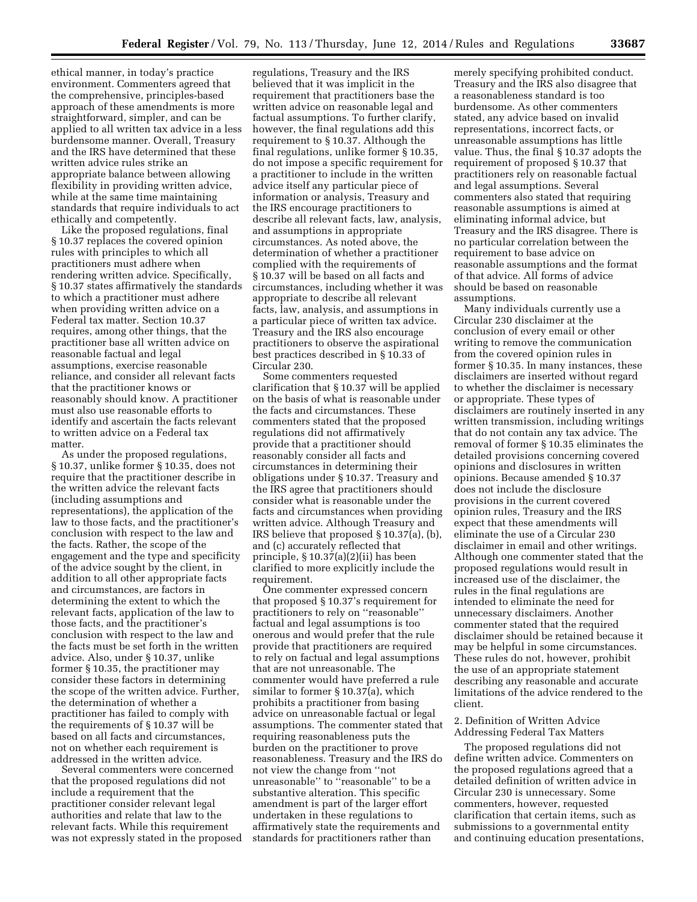ethical manner, in today's practice environment. Commenters agreed that the comprehensive, principles-based approach of these amendments is more straightforward, simpler, and can be applied to all written tax advice in a less burdensome manner. Overall, Treasury and the IRS have determined that these written advice rules strike an appropriate balance between allowing flexibility in providing written advice, while at the same time maintaining standards that require individuals to act ethically and competently.

Like the proposed regulations, final § 10.37 replaces the covered opinion rules with principles to which all practitioners must adhere when rendering written advice. Specifically, § 10.37 states affirmatively the standards to which a practitioner must adhere when providing written advice on a Federal tax matter. Section 10.37 requires, among other things, that the practitioner base all written advice on reasonable factual and legal assumptions, exercise reasonable reliance, and consider all relevant facts that the practitioner knows or reasonably should know. A practitioner must also use reasonable efforts to identify and ascertain the facts relevant to written advice on a Federal tax matter.

As under the proposed regulations, § 10.37, unlike former § 10.35, does not require that the practitioner describe in the written advice the relevant facts (including assumptions and representations), the application of the law to those facts, and the practitioner's conclusion with respect to the law and the facts. Rather, the scope of the engagement and the type and specificity of the advice sought by the client, in addition to all other appropriate facts and circumstances, are factors in determining the extent to which the relevant facts, application of the law to those facts, and the practitioner's conclusion with respect to the law and the facts must be set forth in the written advice. Also, under § 10.37, unlike former § 10.35, the practitioner may consider these factors in determining the scope of the written advice. Further, the determination of whether a practitioner has failed to comply with the requirements of § 10.37 will be based on all facts and circumstances, not on whether each requirement is addressed in the written advice.

Several commenters were concerned that the proposed regulations did not include a requirement that the practitioner consider relevant legal authorities and relate that law to the relevant facts. While this requirement was not expressly stated in the proposed regulations, Treasury and the IRS believed that it was implicit in the requirement that practitioners base the written advice on reasonable legal and factual assumptions. To further clarify, however, the final regulations add this requirement to § 10.37. Although the final regulations, unlike former § 10.35, do not impose a specific requirement for a practitioner to include in the written advice itself any particular piece of information or analysis, Treasury and the IRS encourage practitioners to describe all relevant facts, law, analysis, and assumptions in appropriate circumstances. As noted above, the determination of whether a practitioner complied with the requirements of § 10.37 will be based on all facts and circumstances, including whether it was appropriate to describe all relevant facts, law, analysis, and assumptions in a particular piece of written tax advice. Treasury and the IRS also encourage practitioners to observe the aspirational best practices described in § 10.33 of Circular 230.

Some commenters requested clarification that § 10.37 will be applied on the basis of what is reasonable under the facts and circumstances. These commenters stated that the proposed regulations did not affirmatively provide that a practitioner should reasonably consider all facts and circumstances in determining their obligations under § 10.37. Treasury and the IRS agree that practitioners should consider what is reasonable under the facts and circumstances when providing written advice. Although Treasury and IRS believe that proposed § 10.37(a), (b), and (c) accurately reflected that principle, § 10.37(a)(2)(ii) has been clarified to more explicitly include the requirement.

One commenter expressed concern that proposed § 10.37's requirement for practitioners to rely on "reasonable" factual and legal assumptions is too onerous and would prefer that the rule provide that practitioners are required to rely on factual and legal assumptions that are not unreasonable. The commenter would have preferred a rule similar to former § 10.37(a), which prohibits a practitioner from basing advice on unreasonable factual or legal assumptions. The commenter stated that requiring reasonableness puts the burden on the practitioner to prove reasonableness. Treasury and the IRS do not view the change from "not unreasonable" to "reasonable" to be a substantive alteration. This specific amendment is part of the larger effort undertaken in these regulations to affirmatively state the requirements and standards for practitioners rather than merely specifying prohibited conduct. Treasury and the IRS also disagree that a reasonableness standard is too burdensome. As other commenters stated, any advice based on invalid representations, incorrect facts, or unreasonable assumptions has little value. Thus, the final § 10.37 adopts the requirement of proposed § 10.37 that practitioners rely on reasonable factual and legal assumptions. Several commenters also stated that requiring reasonable assumptions is aimed at eliminating informal advice, but Treasury and the IRS disagree. There is no particular correlation between the requirement to base advice on reasonable assumptions and the format of that advice. All forms of advice should be based on reasonable assumptions.

Many individuals currently use a Circular 230 disclaimer at the conclusion of every email or other writing to remove the communication from the covered opinion rules in former § 10.35. In many instances, these disclaimers are inserted without regard to whether the disclaimer is necessary or appropriate. These types of disclaimers are routinely inserted in any written transmission, including writings that do not contain any tax advice. The removal of former § 10.35 eliminates the detailed provisions concerning covered opinions and disclosures in written opinions. Because amended § 10.37 does not include the disclosure provisions in the current covered opinion rules, Treasury and the IRS expect that these amendments will eliminate the use of a Circular 230 disclaimer in email and other writings. Although one commenter stated that the proposed regulations would result in increased use of the disclaimer, the rules in the final regulations are intended to eliminate the need for unnecessary disclaimers. Another commenter stated that the required disclaimer should be retained because it may be helpful in some circumstances. These rules do not, however, prohibit the use of an appropriate statement describing any reasonable and accurate limitations of the advice rendered to the client.

2. Definition of Written Advice Addressing Federal Tax Matters

The proposed regulations did not define written advice. Commenters on the proposed regulations agreed that a detailed definition of written advice in Circular 230 is unnecessary. Some commenters, however, requested clarification that certain items, such as submissions to a governmental entity and continuing education presentations,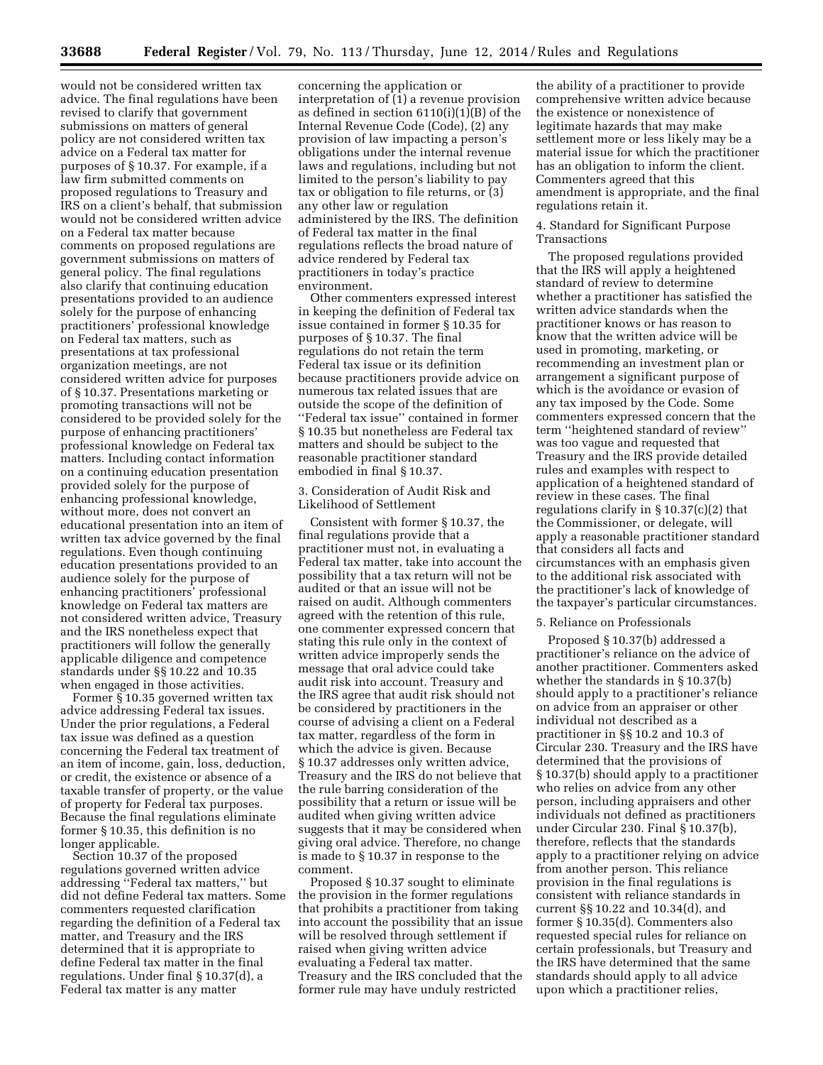would not be considered written tax advice. The final regulations have been revised to clarify that government submissions on matters of general policy are not considered written tax advice on a Federal tax matter for purposes of § 10.37. For example, if a law firm submitted comments on proposed regulations to Treasury and IRS on a client's behalf, that submission would not be considered written advice on a Federal tax matter because comments on proposed regulations are government submissions on matters of general policy. The final regulations also clarify that continuing education presentations provided to an audience solely for the purpose of enhancing practitioners' professional knowledge on Federal tax matters, such as presentations at tax professional organization meetings, are not considered written advice for purposes of § 10.37. Presentations marketing or promoting transactions will not be considered to be provided solely for the purpose of enhancing practitioners' professional knowledge on Federal tax matters. Including contact information on a continuing education presentation provided solely for the purpose of enhancing professional knowledge, without more, does not convert an educational presentation into an item of written tax advice governed by the final regulations. Even though continuing education presentations provided to an audience solely for the purpose of enhancing practitioners' professional knowledge on Federal tax matters are not considered written advice, Treasury and the IRS nonetheless expect that practitioners will follow the generally applicable diligence and competence standards under §§ 10.22 and 10.35 when engaged in those activities.

Former § 10.35 governed written tax advice addressing Federal tax issues. Under the prior regulations, a Federal tax issue was defined as a question concerning the Federal tax treatment of an item of income, gain, loss, deduction, or credit, the existence or absence of a taxable transfer of property, or the value of property for Federal tax purposes. Because the final regulations eliminate former § 10.35, this definition is no longer applicable.

Section 10.37 of the proposed regulations governed written advice addressing ''Federal tax matters,'' but did not define Federal tax matters. Some commenters requested clarification regarding the definition of a Federal tax matter, and Treasury and the IRS determined that it is appropriate to define Federal tax matter in the final regulations. Under final § 10.37(d), a Federal tax matter is any matter concerning the application or interpretation of (1) a revenue provision as defined in section 6110(i)(1)(B) of the Internal Revenue Code (Code), (2) any provision of law impacting a person's obligations under the internal revenue laws and regulations, including but not limited to the person's liability to pay tax or obligation to file returns, or (3) any other law or regulation administered by the IRS. The definition of Federal tax matter in the final regulations reflects the broad nature of advice rendered by Federal tax practitioners in today's practice environment.

Other commenters expressed interest in keeping the definition of Federal tax issue contained in former § 10.35 for purposes of § 10.37. The final regulations do not retain the term Federal tax issue or its definition because practitioners provide advice on numerous tax related issues that are outside the scope of the definition of ''Federal tax issue'' contained in former § 10.35 but nonetheless are Federal tax matters and should be subject to the reasonable practitioner standard embodied in final § 10.37.

3. Consideration of Audit Risk and Likelihood of Settlement

Consistent with former § 10.37, the final regulations provide that a practitioner must not, in evaluating a Federal tax matter, take into account the possibility that a tax return will not be audited or that an issue will not be raised on audit. Although commenters agreed with the retention of this rule, one commenter expressed concern that stating this rule only in the context of written advice improperly sends the message that oral advice could take audit risk into account. Treasury and the IRS agree that audit risk should not be considered by practitioners in the course of advising a client on a Federal tax matter, regardless of the form in which the advice is given. Because § 10.37 addresses only written advice, Treasury and the IRS do not believe that the rule barring consideration of the possibility that a return or issue will be audited when giving written advice suggests that it may be considered when giving oral advice. Therefore, no change is made to § 10.37 in response to the comment.

Proposed § 10.37 sought to eliminate the provision in the former regulations that prohibits a practitioner from taking into account the possibility that an issue will be resolved through settlement if raised when giving written advice evaluating a Federal tax matter. Treasury and the IRS concluded that the former rule may have unduly restricted the ability of a practitioner to provide comprehensive written advice because the existence or nonexistence of legitimate hazards that may make settlement more or less likely may be a material issue for which the practitioner has an obligation to inform the client. Commenters agreed that this amendment is appropriate, and the final regulations retain it.

4. Standard for Significant Purpose Transactions

The proposed regulations provided that the IRS will apply a heightened standard of review to determine whether a practitioner has satisfied the written advice standards when the practitioner knows or has reason to know that the written advice will be used in promoting, marketing, or recommending an investment plan or arrangement a significant purpose of which is the avoidance or evasion of any tax imposed by the Code. Some commenters expressed concern that the term ''heightened standard of review'' was too vague and requested that Treasury and the IRS provide detailed rules and examples with respect to application of a heightened standard of review in these cases. The final regulations clarify in § 10.37(c)(2) that the Commissioner, or delegate, will apply a reasonable practitioner standard that considers all facts and circumstances with an emphasis given to the additional risk associated with the practitioner's lack of knowledge of the taxpayer's particular circumstances.

5. Reliance on Professionals

Proposed § 10.37(b) addressed a practitioner's reliance on the advice of another practitioner. Commenters asked whether the standards in § 10.37(b) should apply to a practitioner's reliance on advice from an appraiser or other individual not described as a practitioner in §§ 10.2 and 10.3 of Circular 230. Treasury and the IRS have determined that the provisions of § 10.37(b) should apply to a practitioner who relies on advice from any other person, including appraisers and other individuals not defined as practitioners under Circular 230. Final § 10.37(b), therefore, reflects that the standards apply to a practitioner relying on advice from another person. This reliance provision in the final regulations is consistent with reliance standards in current §§ 10.22 and 10.34(d), and former § 10.35(d). Commenters also requested special rules for reliance on certain professionals, but Treasury and the IRS have determined that the same standards should apply to all advice upon which a practitioner relies,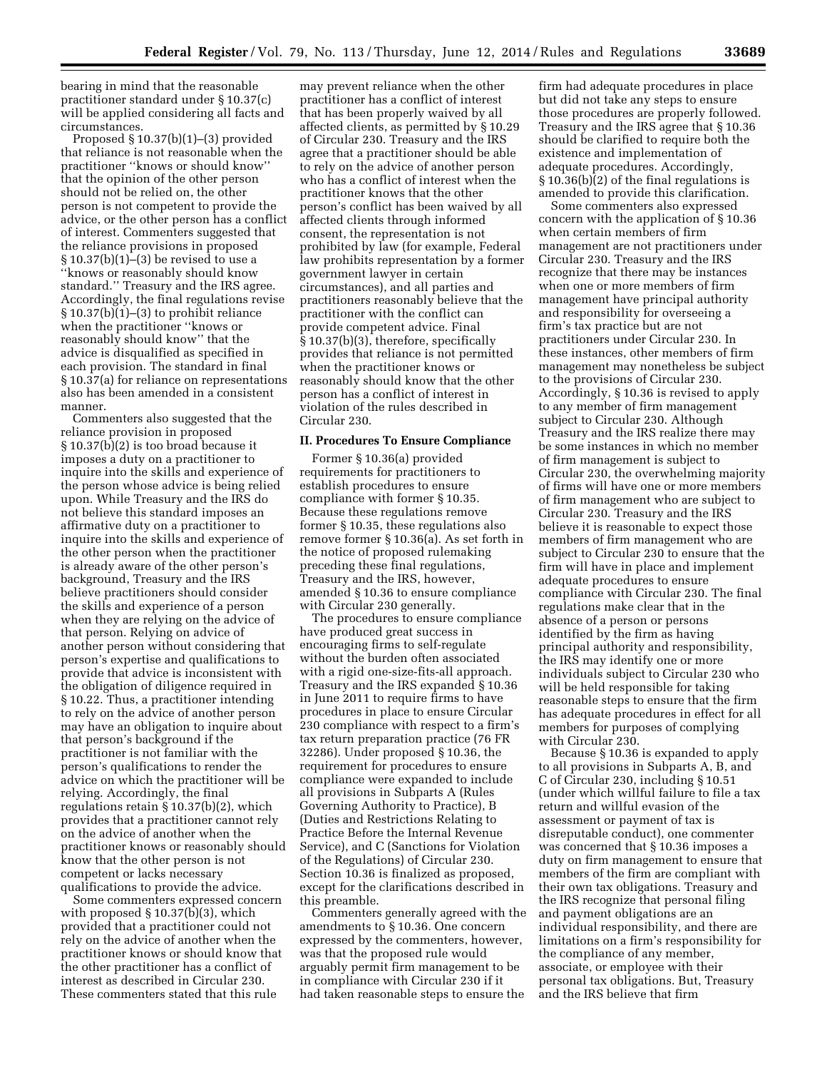bearing in mind that the reasonable practitioner standard under § 10.37(c) will be applied considering all facts and circumstances.

Proposed § 10.37(b)(1)–(3) provided that reliance is not reasonable when the practitioner ''knows or should know'' that the opinion of the other person should not be relied on, the other person is not competent to provide the advice, or the other person has a conflict of interest. Commenters suggested that the reliance provisions in proposed § 10.37(b)(1)–(3) be revised to use a ''knows or reasonably should know standard.'' Treasury and the IRS agree. Accordingly, the final regulations revise § 10.37(b)(1)–(3) to prohibit reliance when the practitioner ''knows or reasonably should know'' that the advice is disqualified as specified in each provision. The standard in final § 10.37(a) for reliance on representations also has been amended in a consistent manner.

Commenters also suggested that the reliance provision in proposed § 10.37(b)(2) is too broad because it imposes a duty on a practitioner to inquire into the skills and experience of the person whose advice is being relied upon. While Treasury and the IRS do not believe this standard imposes an affirmative duty on a practitioner to inquire into the skills and experience of the other person when the practitioner is already aware of the other person's background, Treasury and the IRS believe practitioners should consider the skills and experience of a person when they are relying on the advice of that person. Relying on advice of another person without considering that person's expertise and qualifications to provide that advice is inconsistent with the obligation of diligence required in § 10.22. Thus, a practitioner intending to rely on the advice of another person may have an obligation to inquire about that person's background if the practitioner is not familiar with the person's qualifications to render the advice on which the practitioner will be relying. Accordingly, the final regulations retain § 10.37(b)(2), which provides that a practitioner cannot rely on the advice of another when the practitioner knows or reasonably should know that the other person is not competent or lacks necessary qualifications to provide the advice.

Some commenters expressed concern with proposed § 10.37(b)(3), which provided that a practitioner could not rely on the advice of another when the practitioner knows or should know that the other practitioner has a conflict of interest as described in Circular 230. These commenters stated that this rule may prevent reliance when the other practitioner has a conflict of interest that has been properly waived by all affected clients, as permitted by § 10.29 of Circular 230. Treasury and the IRS agree that a practitioner should be able to rely on the advice of another person who has a conflict of interest when the practitioner knows that the other person's conflict has been waived by all affected clients through informed consent, the representation is not prohibited by law (for example, Federal law prohibits representation by a former government lawyer in certain circumstances), and all parties and practitioners reasonably believe that the practitioner with the conflict can provide competent advice. Final § 10.37(b)(3), therefore, specifically provides that reliance is not permitted when the practitioner knows or reasonably should know that the other person has a conflict of interest in violation of the rules described in Circular 230.

## II. Procedures To Ensure Compliance

Former § 10.36(a) provided requirements for practitioners to establish procedures to ensure compliance with former § 10.35. Because these regulations remove former § 10.35, these regulations also remove former § 10.36(a). As set forth in the notice of proposed rulemaking preceding these final regulations, Treasury and the IRS, however, amended § 10.36 to ensure compliance with Circular 230 generally.

The procedures to ensure compliance have produced great success in encouraging firms to self-regulate without the burden often associated with a rigid one-size-fits-all approach. Treasury and the IRS expanded § 10.36 in June 2011 to require firms to have procedures in place to ensure Circular 230 compliance with respect to a firm's tax return preparation practice (76 FR 32286). Under proposed § 10.36, the requirement for procedures to ensure compliance were expanded to include all provisions in Subparts A (Rules Governing Authority to Practice), B (Duties and Restrictions Relating to Practice Before the Internal Revenue Service), and C (Sanctions for Violation of the Regulations) of Circular 230. Section 10.36 is finalized as proposed, except for the clarifications described in this preamble.

Commenters generally agreed with the amendments to § 10.36. One concern expressed by the commenters, however, was that the proposed rule would arguably permit firm management to be in compliance with Circular 230 if it had taken reasonable steps to ensure the firm had adequate procedures in place but did not take any steps to ensure those procedures are properly followed. Treasury and the IRS agree that § 10.36 should be clarified to require both the existence and implementation of adequate procedures. Accordingly, § 10.36(b)(2) of the final regulations is amended to provide this clarification.

Some commenters also expressed concern with the application of § 10.36 when certain members of firm management are not practitioners under Circular 230. Treasury and the IRS recognize that there may be instances when one or more members of firm management have principal authority and responsibility for overseeing a firm's tax practice but are not practitioners under Circular 230. In these instances, other members of firm management may nonetheless be subject to the provisions of Circular 230. Accordingly, § 10.36 is revised to apply to any member of firm management subject to Circular 230. Although Treasury and the IRS realize there may be some instances in which no member of firm management is subject to Circular 230, the overwhelming majority of firms will have one or more members of firm management who are subject to Circular 230. Treasury and the IRS believe it is reasonable to expect those members of firm management who are subject to Circular 230 to ensure that the firm will have in place and implement adequate procedures to ensure compliance with Circular 230. The final regulations make clear that in the absence of a person or persons identified by the firm as having principal authority and responsibility, the IRS may identify one or more individuals subject to Circular 230 who will be held responsible for taking reasonable steps to ensure that the firm has adequate procedures in effect for all members for purposes of complying with Circular 230.

Because § 10.36 is expanded to apply to all provisions in Subparts A, B, and C of Circular 230, including § 10.51 (under which willful failure to file a tax return and willful evasion of the assessment or payment of tax is disreputable conduct), one commenter was concerned that § 10.36 imposes a duty on firm management to ensure that members of the firm are compliant with their own tax obligations. Treasury and the IRS recognize that personal filing and payment obligations are an individual responsibility, and there are limitations on a firm's responsibility for the compliance of any member, associate, or employee with their personal tax obligations. But, Treasury and the IRS believe that firm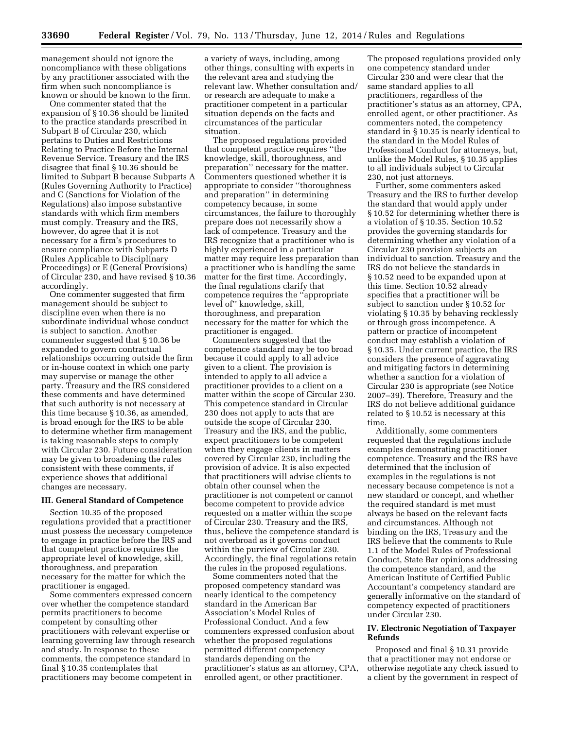management should not ignore the noncompliance with these obligations by any practitioner associated with the firm when such noncompliance is known or should be known to the firm.

One commenter stated that the expansion of § 10.36 should be limited to the practice standards prescribed in Subpart B of Circular 230, which pertains to Duties and Restrictions Relating to Practice Before the Internal Revenue Service. Treasury and the IRS disagree that final § 10.36 should be limited to Subpart B because Subparts A (Rules Governing Authority to Practice) and C (Sanctions for Violation of the Regulations) also impose substantive standards with which firm members must comply. Treasury and the IRS, however, do agree that it is not necessary for a firm's procedures to ensure compliance with Subparts D (Rules Applicable to Disciplinary Proceedings) or E (General Provisions) of Circular 230, and have revised § 10.36 accordingly.

One commenter suggested that firm management should be subject to discipline even when there is no subordinate individual whose conduct is subject to sanction. Another commenter suggested that § 10.36 be expanded to govern contractual relationships occurring outside the firm or in-house context in which one party may supervise or manage the other party. Treasury and the IRS considered these comments and have determined that such authority is not necessary at this time because § 10.36, as amended, is broad enough for the IRS to be able to determine whether firm management is taking reasonable steps to comply with Circular 230. Future consideration may be given to broadening the rules consistent with these comments, if experience shows that additional changes are necessary.

## III. General Standard of Competence

Section 10.35 of the proposed regulations provided that a practitioner must possess the necessary competence to engage in practice before the IRS and that competent practice requires the appropriate level of knowledge, skill, thoroughness, and preparation necessary for the matter for which the practitioner is engaged.

Some commenters expressed concern over whether the competence standard permits practitioners to become competent by consulting other practitioners with relevant expertise or learning governing law through research and study. In response to these comments, the competence standard in final § 10.35 contemplates that practitioners may become competent in a variety of ways, including, among other things, consulting with experts in the relevant area and studying the relevant law. Whether consultation and/or research are adequate to make a practitioner competent in a particular situation depends on the facts and circumstances of the particular situation.

The proposed regulations provided that competent practice requires "the knowledge, skill, thoroughness, and preparation" necessary for the matter. Commenters questioned whether it is appropriate to consider "thoroughness and preparation" in determining competency because, in some circumstances, the failure to thoroughly prepare does not necessarily show a lack of competence. Treasury and the IRS recognize that a practitioner who is highly experienced in a particular matter may require less preparation than a practitioner who is handling the same matter for the first time. Accordingly, the final regulations clarify that competence requires the "appropriate level of" knowledge, skill, thoroughness, and preparation necessary for the matter for which the practitioner is engaged.

Commenters suggested that the competence standard may be too broad because it could apply to all advice given to a client. The provision is intended to apply to all advice a practitioner provides to a client on a matter within the scope of Circular 230. This competence standard in Circular 230 does not apply to acts that are outside the scope of Circular 230. Treasury and the IRS, and the public, expect practitioners to be competent when they engage clients in matters covered by Circular 230, including the provision of advice. It is also expected that practitioners will advise clients to obtain other counsel when the practitioner is not competent or cannot become competent to provide advice requested on a matter within the scope of Circular 230. Treasury and the IRS, thus, believe the competence standard is not overbroad as it governs conduct within the purview of Circular 230. Accordingly, the final regulations retain the rules in the proposed regulations.

Some commenters noted that the proposed competency standard was nearly identical to the competency standard in the American Bar Association's Model Rules of Professional Conduct. And a few commenters expressed confusion about whether the proposed regulations permitted different competency standards depending on the practitioner's status as an attorney, CPA, enrolled agent, or other practitioner. The proposed regulations provided only one competency standard under Circular 230 and were clear that the same standard applies to all practitioners, regardless of the practitioner's status as an attorney, CPA, enrolled agent, or other practitioner. As commenters noted, the competency standard in § 10.35 is nearly identical to the standard in the Model Rules of Professional Conduct for attorneys, but, unlike the Model Rules, § 10.35 applies to all individuals subject to Circular 230, not just attorneys.

Further, some commenters asked Treasury and the IRS to further develop the standard that would apply under § 10.52 for determining whether there is a violation of § 10.35. Section 10.52 provides the governing standards for determining whether any violation of a Circular 230 provision subjects an individual to sanction. Treasury and the IRS do not believe the standards in § 10.52 need to be expanded upon at this time. Section 10.52 already specifies that a practitioner will be subject to sanction under § 10.52 for violating § 10.35 by behaving recklessly or through gross incompetence. A pattern or practice of incompetent conduct may establish a violation of § 10.35. Under current practice, the IRS considers the presence of aggravating and mitigating factors in determining whether a sanction for a violation of Circular 230 is appropriate (see Notice 2007–39). Therefore, Treasury and the IRS do not believe additional guidance related to § 10.52 is necessary at this time.

Additionally, some commenters requested that the regulations include examples demonstrating practitioner competence. Treasury and the IRS have determined that the inclusion of examples in the regulations is not necessary because competence is not a new standard or concept, and whether the required standard is met must always be based on the relevant facts and circumstances. Although not binding on the IRS, Treasury and the IRS believe that the comments to Rule 1.1 of the Model Rules of Professional Conduct, State Bar opinions addressing the competence standard, and the American Institute of Certified Public Accountant's competency standard are generally informative on the standard of competency expected of practitioners under Circular 230.

## IV. Electronic Negotiation of Taxpayer Refunds

Proposed and final § 10.31 provide that a practitioner may not endorse or otherwise negotiate any check issued to a client by the government in respect of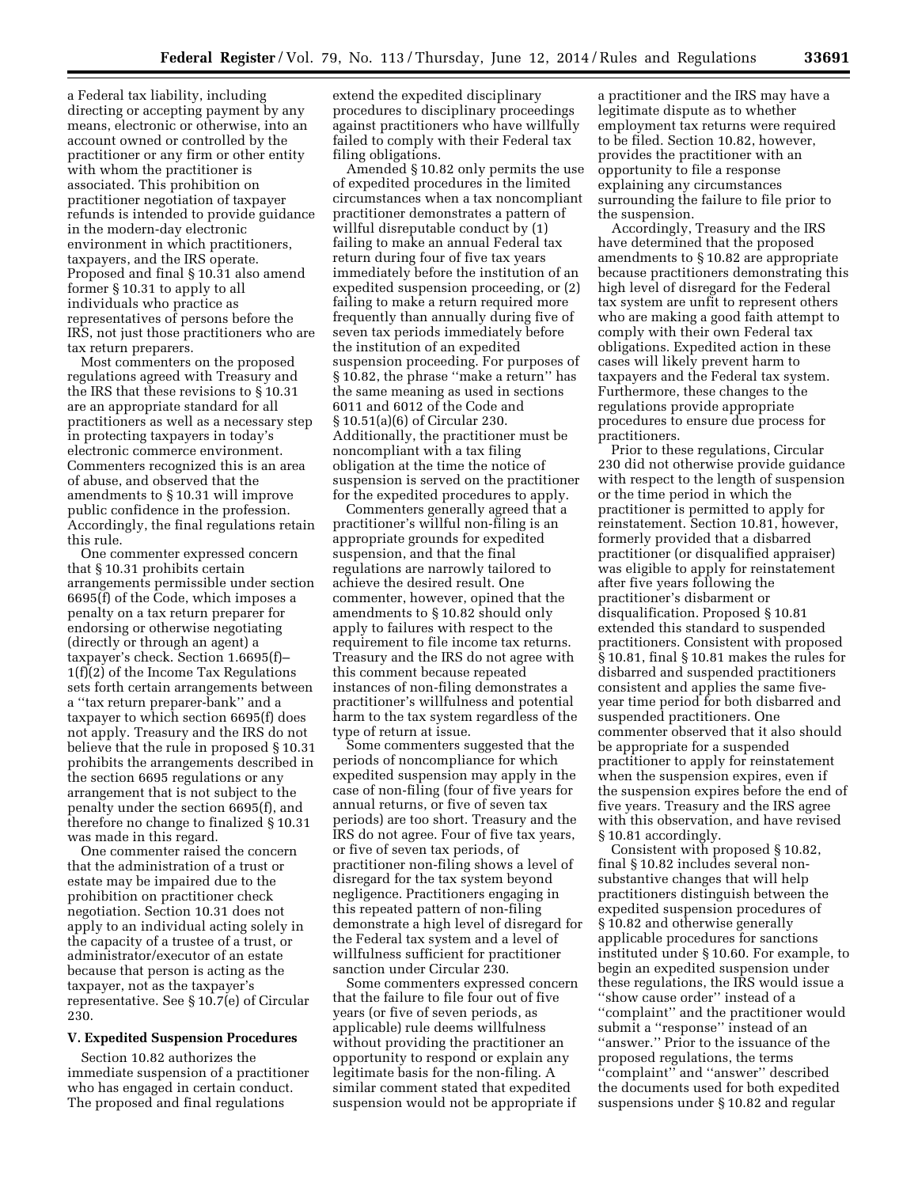a Federal tax liability, including directing or accepting payment by any means, electronic or otherwise, into an account owned or controlled by the practitioner or any firm or other entity with whom the practitioner is associated. This prohibition on practitioner negotiation of taxpayer refunds is intended to provide guidance in the modern-day electronic environment in which practitioners, taxpayers, and the IRS operate. Proposed and final § 10.31 also amend former § 10.31 to apply to all individuals who practice as representatives of persons before the IRS, not just those practitioners who are tax return preparers.

Most commenters on the proposed regulations agreed with Treasury and the IRS that these revisions to § 10.31 are an appropriate standard for all practitioners as well as a necessary step in protecting taxpayers in today's electronic commerce environment. Commenters recognized this is an area of abuse, and observed that the amendments to § 10.31 will improve public confidence in the profession. Accordingly, the final regulations retain this rule.

One commenter expressed concern that § 10.31 prohibits certain arrangements permissible under section 6695(f) of the Code, which imposes a penalty on a tax return preparer for endorsing or otherwise negotiating (directly or through an agent) a taxpayer's check. Section 1.6695(f)–1(f)(2) of the Income Tax Regulations sets forth certain arrangements between a ''tax return preparer-bank'' and a taxpayer to which section 6695(f) does not apply. Treasury and the IRS do not believe that the rule in proposed § 10.31 prohibits the arrangements described in the section 6695 regulations or any arrangement that is not subject to the penalty under the section 6695(f), and therefore no change to finalized § 10.31 was made in this regard.

One commenter raised the concern that the administration of a trust or estate may be impaired due to the prohibition on practitioner check negotiation. Section 10.31 does not apply to an individual acting solely in the capacity of a trustee of a trust, or administrator/executor of an estate because that person is acting as the taxpayer, not as the taxpayer's representative. See § 10.7(e) of Circular 230.

### V. Expedited Suspension Procedures

Section 10.82 authorizes the immediate suspension of a practitioner who has engaged in certain conduct. The proposed and final regulations extend the expedited disciplinary procedures to disciplinary proceedings against practitioners who have willfully failed to comply with their Federal tax filing obligations.

Amended § 10.82 only permits the use of expedited procedures in the limited circumstances when a tax noncompliant practitioner demonstrates a pattern of willful disreputable conduct by (1) failing to make an annual Federal tax return during four of five tax years immediately before the institution of an expedited suspension proceeding, or (2) failing to make a return required more frequently than annually during five of seven tax periods immediately before the institution of an expedited suspension proceeding. For purposes of § 10.82, the phrase ''make a return'' has the same meaning as used in sections 6011 and 6012 of the Code and § 10.51(a)(6) of Circular 230. Additionally, the practitioner must be noncompliant with a tax filing obligation at the time the notice of suspension is served on the practitioner for the expedited procedures to apply.

Commenters generally agreed that a practitioner's willful non-filing is an appropriate grounds for expedited suspension, and that the final regulations are narrowly tailored to achieve the desired result. One commenter, however, opined that the amendments to § 10.82 should only apply to failures with respect to the requirement to file income tax returns. Treasury and the IRS do not agree with this comment because repeated instances of non-filing demonstrates a practitioner's willfulness and potential harm to the tax system regardless of the type of return at issue.

Some commenters suggested that the periods of noncompliance for which expedited suspension may apply in the case of non-filing (four of five years for annual returns, or five of seven tax periods) are too short. Treasury and the IRS do not agree. Four of five tax years, or five of seven tax periods, of practitioner non-filing shows a level of disregard for the tax system beyond negligence. Practitioners engaging in this repeated pattern of non-filing demonstrate a high level of disregard for the Federal tax system and a level of willfulness sufficient for practitioner sanction under Circular 230.

Some commenters expressed concern that the failure to file four out of five years (or five of seven periods, as applicable) rule deems willfulness without providing the practitioner an opportunity to respond or explain any legitimate basis for the non-filing. A similar comment stated that expedited suspension would not be appropriate if a practitioner and the IRS may have a legitimate dispute as to whether employment tax returns were required to be filed. Section 10.82, however, provides the practitioner with an opportunity to file a response explaining any circumstances surrounding the failure to file prior to the suspension.

Accordingly, Treasury and the IRS have determined that the proposed amendments to § 10.82 are appropriate because practitioners demonstrating this high level of disregard for the Federal tax system are unfit to represent others who are making a good faith attempt to comply with their own Federal tax obligations. Expedited action in these cases will likely prevent harm to taxpayers and the Federal tax system. Furthermore, these changes to the regulations provide appropriate procedures to ensure due process for practitioners.

Prior to these regulations, Circular 230 did not otherwise provide guidance with respect to the length of suspension or the time period in which the practitioner is permitted to apply for reinstatement. Section 10.81, however, formerly provided that a disbarred practitioner (or disqualified appraiser) was eligible to apply for reinstatement after five years following the practitioner's disbarment or disqualification. Proposed § 10.81 extended this standard to suspended practitioners. Consistent with proposed § 10.81, final § 10.81 makes the rules for disbarred and suspended practitioners consistent and applies the same five-year time period for both disbarred and suspended practitioners. One commenter observed that it also should be appropriate for a suspended practitioner to apply for reinstatement when the suspension expires, even if the suspension expires before the end of five years. Treasury and the IRS agree with this observation, and have revised § 10.81 accordingly.

Consistent with proposed § 10.82, final § 10.82 includes several non-substantive changes that will help practitioners distinguish between the expedited suspension procedures of § 10.82 and otherwise generally applicable procedures for sanctions instituted under § 10.60. For example, to begin an expedited suspension under these regulations, the IRS would issue a ''show cause order'' instead of a ''complaint'' and the practitioner would submit a ''response'' instead of an ''answer.'' Prior to the issuance of the proposed regulations, the terms ''complaint'' and ''answer'' described the documents used for both expedited suspensions under § 10.82 and regular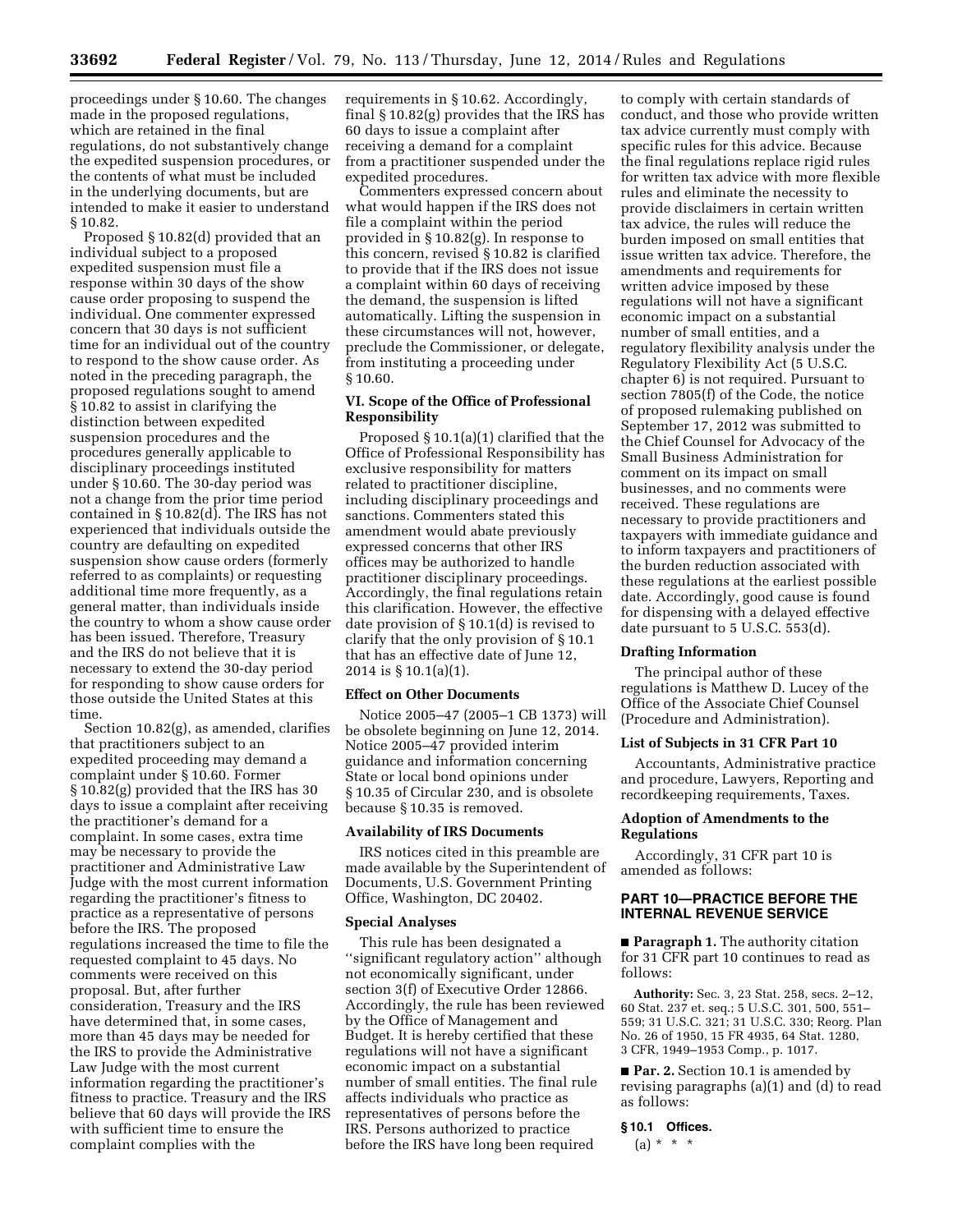proceedings under § 10.60. The changes made in the proposed regulations, which are retained in the final regulations, do not substantively change the expedited suspension procedures, or the contents of what must be included in the underlying documents, but are intended to make it easier to understand § 10.82.

Proposed § 10.82(d) provided that an individual subject to a proposed expedited suspension must file a response within 30 days of the show cause order proposing to suspend the individual. One commenter expressed concern that 30 days is not sufficient time for an individual out of the country to respond to the show cause order. As noted in the preceding paragraph, the proposed regulations sought to amend § 10.82 to assist in clarifying the distinction between expedited suspension procedures and the procedures generally applicable to disciplinary proceedings instituted under § 10.60. The 30-day period was not a change from the prior time period contained in § 10.82(d). The IRS has not experienced that individuals outside the country are defaulting on expedited suspension show cause orders (formerly referred to as complaints) or requesting additional time more frequently, as a general matter, than individuals inside the country to whom a show cause order has been issued. Therefore, Treasury and the IRS do not believe that it is necessary to extend the 30-day period for responding to show cause orders for those outside the United States at this time.

Section 10.82(g), as amended, clarifies that practitioners subject to an expedited proceeding may demand a complaint under § 10.60. Former § 10.82(g) provided that the IRS has 30 days to issue a complaint after receiving the practitioner's demand for a complaint. In some cases, extra time may be necessary to provide the practitioner and Administrative Law Judge with the most current information regarding the practitioner's fitness to practice as a representative of persons before the IRS. The proposed regulations increased the time to file the requested complaint to 45 days. No comments were received on this proposal. But, after further consideration, Treasury and the IRS have determined that, in some cases, more than 45 days may be needed for the IRS to provide the Administrative Law Judge with the most current information regarding the practitioner's fitness to practice. Treasury and the IRS believe that 60 days will provide the IRS with sufficient time to ensure the complaint complies with the requirements in § 10.62. Accordingly, final § 10.82(g) provides that the IRS has 60 days to issue a complaint after receiving a demand for a complaint from a practitioner suspended under the expedited procedures.

Commenters expressed concern about what would happen if the IRS does not file a complaint within the period provided in § 10.82(g). In response to this concern, revised § 10.82 is clarified to provide that if the IRS does not issue a complaint within 60 days of receiving the demand, the suspension is lifted automatically. Lifting the suspension in these circumstances will not, however, preclude the Commissioner, or delegate, from instituting a proceeding under § 10.60.

### VI. Scope of the Office of Professional Responsibility

Proposed § 10.1(a)(1) clarified that the Office of Professional Responsibility has exclusive responsibility for matters related to practitioner discipline, including disciplinary proceedings and sanctions. Commenters stated this amendment would abate previously expressed concerns that other IRS offices may be authorized to handle practitioner disciplinary proceedings. Accordingly, the final regulations retain this clarification. However, the effective date provision of § 10.1(d) is revised to clarify that the only provision of § 10.1 that has an effective date of June 12, 2014 is § 10.1(a)(1).

### Effect on Other Documents

Notice 2005–47 (2005–1 CB 1373) will be obsolete beginning on June 12, 2014. Notice 2005–47 provided interim guidance and information concerning State or local bond opinions under § 10.35 of Circular 230, and is obsolete because § 10.35 is removed.

### Availability of IRS Documents

IRS notices cited in this preamble are made available by the Superintendent of Documents, U.S. Government Printing Office, Washington, DC 20402.

### Special Analyses

This rule has been designated a ''significant regulatory action'' although not economically significant, under section 3(f) of Executive Order 12866. Accordingly, the rule has been reviewed by the Office of Management and Budget. It is hereby certified that these regulations will not have a significant economic impact on a substantial number of small entities. The final rule affects individuals who practice as representatives of persons before the IRS. Persons authorized to practice before the IRS have long been required to comply with certain standards of conduct, and those who provide written tax advice currently must comply with specific rules for this advice. Because the final regulations replace rigid rules for written tax advice with more flexible rules and eliminate the necessity to provide disclaimers in certain written tax advice, the rules will reduce the burden imposed on small entities that issue written tax advice. Therefore, the amendments and requirements for written advice imposed by these regulations will not have a significant economic impact on a substantial number of small entities, and a regulatory flexibility analysis under the Regulatory Flexibility Act (5 U.S.C. chapter 6) is not required. Pursuant to section 7805(f) of the Code, the notice of proposed rulemaking published on September 17, 2012 was submitted to the Chief Counsel for Advocacy of the Small Business Administration for comment on its impact on small businesses, and no comments were received. These regulations are necessary to provide practitioners and taxpayers with immediate guidance and to inform taxpayers and practitioners of the burden reduction associated with these regulations at the earliest possible date. Accordingly, good cause is found for dispensing with a delayed effective date pursuant to 5 U.S.C. 553(d).

### Drafting Information

The principal author of these regulations is Matthew D. Lucey of the Office of the Associate Chief Counsel (Procedure and Administration).

### List of Subjects in 31 CFR Part 10

Accountants, Administrative practice and procedure, Lawyers, Reporting and recordkeeping requirements, Taxes.

### Adoption of Amendments to the Regulations

Accordingly, 31 CFR part 10 is amended as follows:

## PART 10—PRACTICE BEFORE THE INTERNAL REVENUE SERVICE

■ **Paragraph 1.** The authority citation for 31 CFR part 10 continues to read as follows:

**Authority:** Sec. 3, 23 Stat. 258, secs. 2–12, 60 Stat. 237 et. seq.; 5 U.S.C. 301, 500, 551–559; 31 U.S.C. 321; 31 U.S.C. 330; Reorg. Plan No. 26 of 1950, 15 FR 4935, 64 Stat. 1280, 3 CFR, 1949–1953 Comp., p. 1017.

■ **Par. 2.** Section 10.1 is amended by revising paragraphs (a)(1) and (d) to read as follows:

**§ 10.1 Offices.**

(a) * * *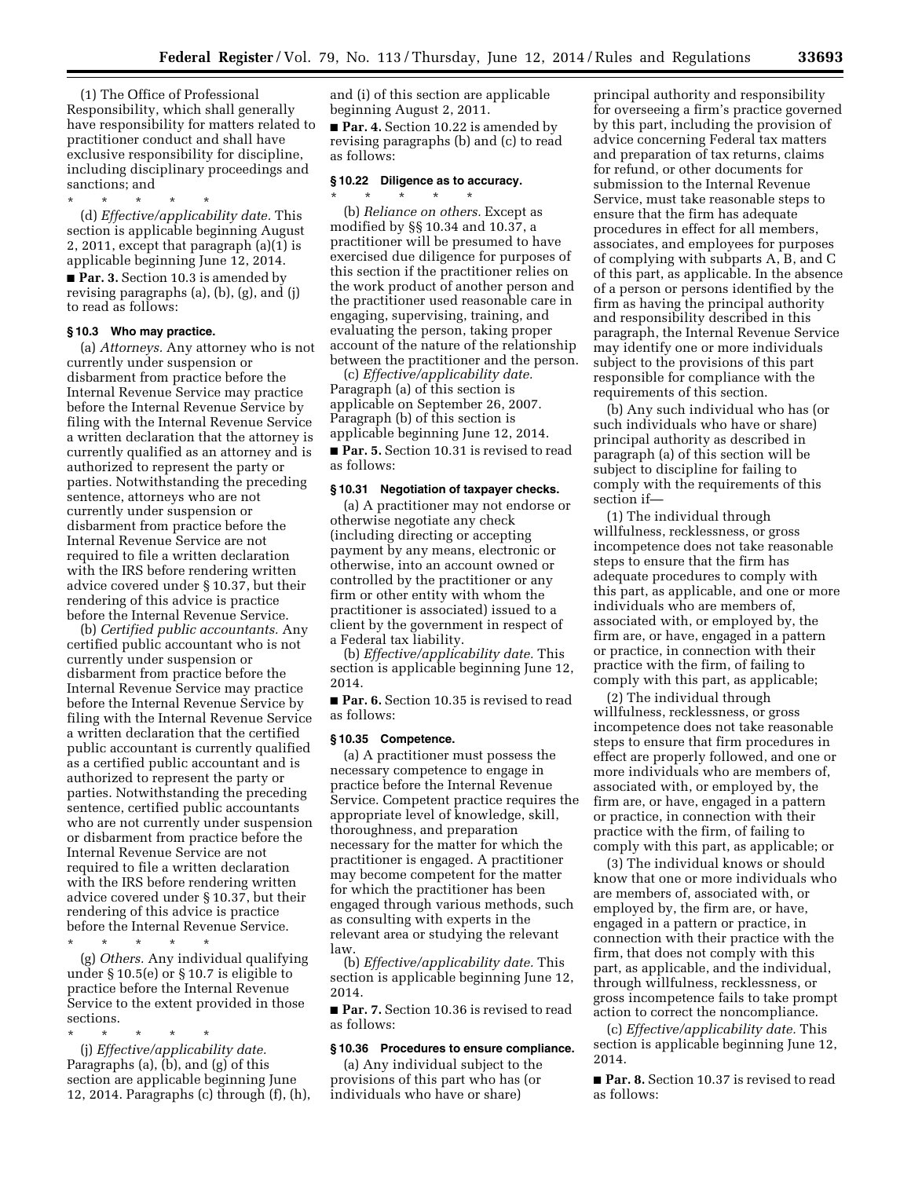(1) The Office of Professional Responsibility, which shall generally have responsibility for matters related to practitioner conduct and shall have exclusive responsibility for discipline, including disciplinary proceedings and sanctions; and

\* \* \* \* \*

(d) *Effective/applicability date.* This section is applicable beginning August 2, 2011, except that paragraph (a)(1) is applicable beginning June 12, 2014.

■ **Par. 3.** Section 10.3 is amended by revising paragraphs (a), (b), (g), and (j) to read as follows:

**§ 10.3 Who may practice.**

(a) *Attorneys.* Any attorney who is not currently under suspension or disbarment from practice before the Internal Revenue Service may practice before the Internal Revenue Service by filing with the Internal Revenue Service a written declaration that the attorney is currently qualified as an attorney and is authorized to represent the party or parties. Notwithstanding the preceding sentence, attorneys who are not currently under suspension or disbarment from practice before the Internal Revenue Service are not required to file a written declaration with the IRS before rendering written advice covered under § 10.37, but their rendering of this advice is practice before the Internal Revenue Service.

(b) *Certified public accountants.* Any certified public accountant who is not currently under suspension or disbarment from practice before the Internal Revenue Service may practice before the Internal Revenue Service by filing with the Internal Revenue Service a written declaration that the certified public accountant is currently qualified as a certified public accountant and is authorized to represent the party or parties. Notwithstanding the preceding sentence, certified public accountants who are not currently under suspension or disbarment from practice before the Internal Revenue Service are not required to file a written declaration with the IRS before rendering written advice covered under § 10.37, but their rendering of this advice is practice before the Internal Revenue Service.

\* \* \* \* \*

(g) *Others.* Any individual qualifying under § 10.5(e) or § 10.7 is eligible to practice before the Internal Revenue Service to the extent provided in those sections.

\* \* \* \* \*

(j) *Effective/applicability date.* Paragraphs (a), (b), and (g) of this section are applicable beginning June 12, 2014. Paragraphs (c) through (f), (h), and (i) of this section are applicable beginning August 2, 2011.

■ **Par. 4.** Section 10.22 is amended by revising paragraphs (b) and (c) to read as follows:

**§ 10.22 Diligence as to accuracy.**

\* \* \* \* \*

(b) *Reliance on others.* Except as modified by §§ 10.34 and 10.37, a practitioner will be presumed to have exercised due diligence for purposes of this section if the practitioner relies on the work product of another person and the practitioner used reasonable care in engaging, supervising, training, and evaluating the person, taking proper account of the nature of the relationship between the practitioner and the person.

(c) *Effective/applicability date.* Paragraph (a) of this section is applicable on September 26, 2007. Paragraph (b) of this section is applicable beginning June 12, 2014.

■ **Par. 5.** Section 10.31 is revised to read as follows:

**§ 10.31 Negotiation of taxpayer checks.**

(a) A practitioner may not endorse or otherwise negotiate any check (including directing or accepting payment by any means, electronic or otherwise, into an account owned or controlled by the practitioner or any firm or other entity with whom the practitioner is associated) issued to a client by the government in respect of a Federal tax liability.

(b) *Effective/applicability date.* This section is applicable beginning June 12, 2014.

■ **Par. 6.** Section 10.35 is revised to read as follows:

**§ 10.35 Competence.**

(a) A practitioner must possess the necessary competence to engage in practice before the Internal Revenue Service. Competent practice requires the appropriate level of knowledge, skill, thoroughness, and preparation necessary for the matter for which the practitioner is engaged. A practitioner may become competent for the matter for which the practitioner has been engaged through various methods, such as consulting with experts in the relevant area or studying the relevant law.

(b) *Effective/applicability date.* This section is applicable beginning June 12, 2014.

■ **Par. 7.** Section 10.36 is revised to read as follows:

**§ 10.36 Procedures to ensure compliance.**

(a) Any individual subject to the provisions of this part who has (or individuals who have or share) principal authority and responsibility for overseeing a firm's practice governed by this part, including the provision of advice concerning Federal tax matters and preparation of tax returns, claims for refund, or other documents for submission to the Internal Revenue Service, must take reasonable steps to ensure that the firm has adequate procedures in effect for all members, associates, and employees for purposes of complying with subparts A, B, and C of this part, as applicable. In the absence of a person or persons identified by the firm as having the principal authority and responsibility described in this paragraph, the Internal Revenue Service may identify one or more individuals subject to the provisions of this part responsible for compliance with the requirements of this section.

(b) Any such individual who has (or such individuals who have or share) principal authority as described in paragraph (a) of this section will be subject to discipline for failing to comply with the requirements of this section if—

(1) The individual through willfulness, recklessness, or gross incompetence does not take reasonable steps to ensure that the firm has adequate procedures to comply with this part, as applicable, and one or more individuals who are members of, associated with, or employed by, the firm are, or have, engaged in a pattern or practice, in connection with their practice with the firm, of failing to comply with this part, as applicable;

(2) The individual through willfulness, recklessness, or gross incompetence does not take reasonable steps to ensure that firm procedures in effect are properly followed, and one or more individuals who are members of, associated with, or employed by, the firm are, or have, engaged in a pattern or practice, in connection with their practice with the firm, of failing to comply with this part, as applicable; or

(3) The individual knows or should know that one or more individuals who are members of, associated with, or employed by, the firm are, or have, engaged in a pattern or practice, in connection with their practice with the firm, that does not comply with this part, as applicable, and the individual, through willfulness, recklessness, or gross incompetence fails to take prompt action to correct the noncompliance.

(c) *Effective/applicability date.* This section is applicable beginning June 12, 2014.

■ **Par. 8.** Section 10.37 is revised to read as follows: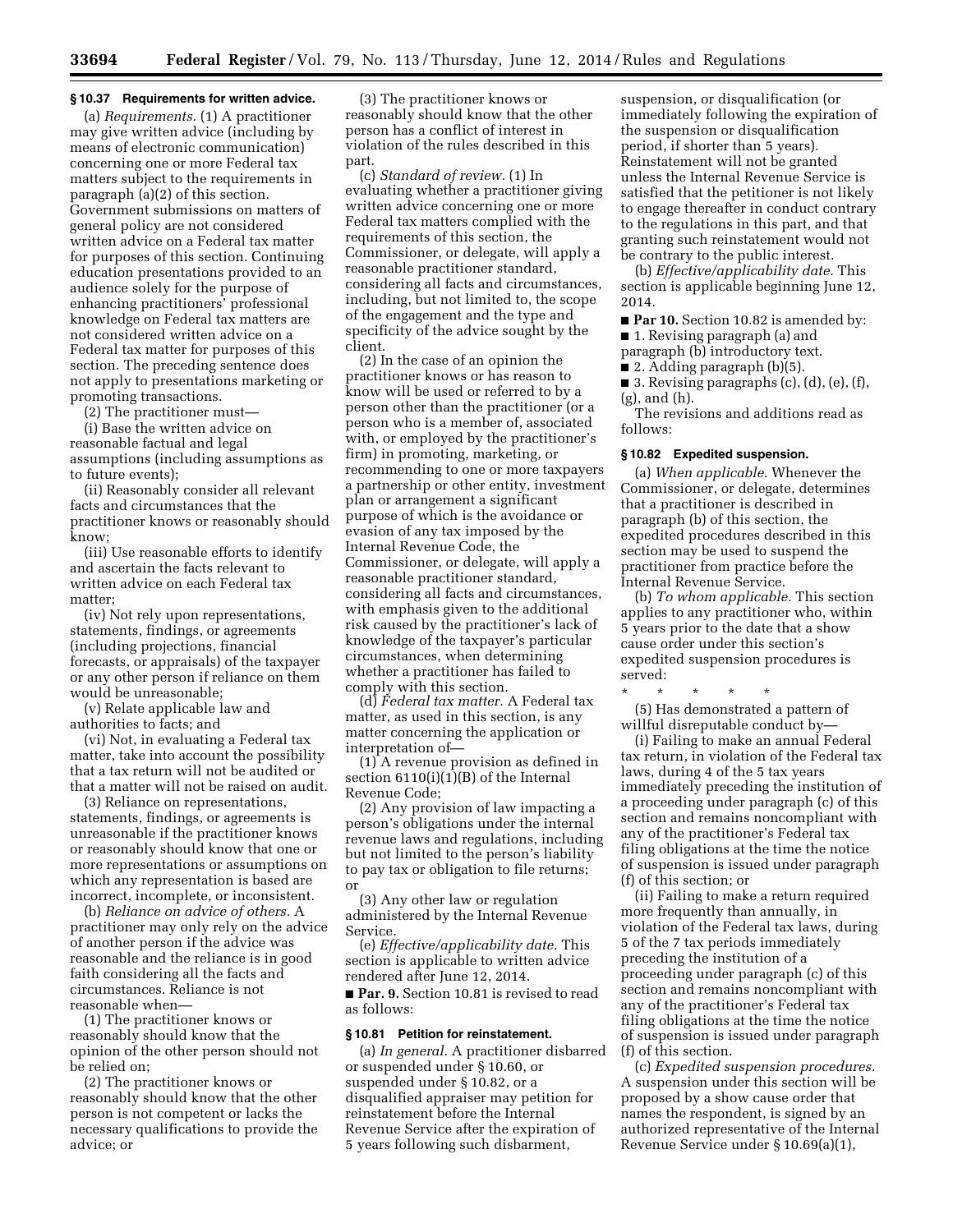### § 10.37 Requirements for written advice.

(a) *Requirements.* (1) A practitioner may give written advice (including by means of electronic communication) concerning one or more Federal tax matters subject to the requirements in paragraph (a)(2) of this section. Government submissions on matters of general policy are not considered written advice on a Federal tax matter for purposes of this section. Continuing education presentations provided to an audience solely for the purpose of enhancing practitioners' professional knowledge on Federal tax matters are not considered written advice on a Federal tax matter for purposes of this section. The preceding sentence does not apply to presentations marketing or promoting transactions.

(2) The practitioner must—

(i) Base the written advice on reasonable factual and legal assumptions (including assumptions as to future events);

(ii) Reasonably consider all relevant facts and circumstances that the practitioner knows or reasonably should know;

(iii) Use reasonable efforts to identify and ascertain the facts relevant to written advice on each Federal tax matter;

(iv) Not rely upon representations, statements, findings, or agreements (including projections, financial forecasts, or appraisals) of the taxpayer or any other person if reliance on them would be unreasonable;

(v) Relate applicable law and authorities to facts; and

(vi) Not, in evaluating a Federal tax matter, take into account the possibility that a tax return will not be audited or that a matter will not be raised on audit.

(3) Reliance on representations, statements, findings, or agreements is unreasonable if the practitioner knows or reasonably should know that one or more representations or assumptions on which any representation is based are incorrect, incomplete, or inconsistent.

(b) *Reliance on advice of others.* A practitioner may only rely on the advice of another person if the advice was reasonable and the reliance is in good faith considering all the facts and circumstances. Reliance is not reasonable when—

(1) The practitioner knows or reasonably should know that the opinion of the other person should not be relied on;

(2) The practitioner knows or reasonably should know that the other person is not competent or lacks the necessary qualifications to provide the advice; or

(3) The practitioner knows or reasonably should know that the other person has a conflict of interest in violation of the rules described in this part.

(c) *Standard of review.* (1) In evaluating whether a practitioner giving written advice concerning one or more Federal tax matters complied with the requirements of this section, the Commissioner, or delegate, will apply a reasonable practitioner standard, considering all facts and circumstances, including, but not limited to, the scope of the engagement and the type and specificity of the advice sought by the client.

(2) In the case of an opinion the practitioner knows or has reason to know will be used or referred to by a person other than the practitioner (or a person who is a member of, associated with, or employed by the practitioner's firm) in promoting, marketing, or recommending to one or more taxpayers a partnership or other entity, investment plan or arrangement a significant purpose of which is the avoidance or evasion of any tax imposed by the Internal Revenue Code, the Commissioner, or delegate, will apply a reasonable practitioner standard, considering all facts and circumstances, with emphasis given to the additional risk caused by the practitioner's lack of knowledge of the taxpayer's particular circumstances, when determining whether a practitioner has failed to comply with this section.

(d) *Federal tax matter.* A Federal tax matter, as used in this section, is any matter concerning the application or interpretation of—

(1) A revenue provision as defined in section 6110(i)(1)(B) of the Internal Revenue Code;

(2) Any provision of law impacting a person's obligations under the internal revenue laws and regulations, including but not limited to the person's liability to pay tax or obligation to file returns; or

(3) Any other law or regulation administered by the Internal Revenue Service.

(e) *Effective/applicability date.* This section is applicable to written advice rendered after June 12, 2014.

■ **Par. 9.** Section 10.81 is revised to read as follows:

### § 10.81 Petition for reinstatement.

(a) *In general.* A practitioner disbarred or suspended under § 10.60, or suspended under § 10.82, or a disqualified appraiser may petition for reinstatement before the Internal Revenue Service after the expiration of 5 years following such disbarment, suspension, or disqualification (or immediately following the expiration of the suspension or disqualification period, if shorter than 5 years). Reinstatement will not be granted unless the Internal Revenue Service is satisfied that the petitioner is not likely to engage thereafter in conduct contrary to the regulations in this part, and that granting such reinstatement would not be contrary to the public interest.

(b) *Effective/applicability date.* This section is applicable beginning June 12, 2014.

■ **Par 10.** Section 10.82 is amended by:

■ 1. Revising paragraph (a) and paragraph (b) introductory text.

■ 2. Adding paragraph (b)(5).

■ 3. Revising paragraphs (c), (d), (e), (f), (g), and (h).

The revisions and additions read as follows:

### § 10.82 Expedited suspension.

(a) *When applicable.* Whenever the Commissioner, or delegate, determines that a practitioner is described in paragraph (b) of this section, the expedited procedures described in this section may be used to suspend the practitioner from practice before the Internal Revenue Service.

(b) *To whom applicable.* This section applies to any practitioner who, within 5 years prior to the date that a show cause order under this section's expedited suspension procedures is served:

\* \* \* \* \*

(5) Has demonstrated a pattern of willful disreputable conduct by—

(i) Failing to make an annual Federal tax return, in violation of the Federal tax laws, during 4 of the 5 tax years immediately preceding the institution of a proceeding under paragraph (c) of this section and remains noncompliant with any of the practitioner's Federal tax filing obligations at the time the notice of suspension is issued under paragraph (f) of this section; or

(ii) Failing to make a return required more frequently than annually, in violation of the Federal tax laws, during 5 of the 7 tax periods immediately preceding the institution of a proceeding under paragraph (c) of this section and remains noncompliant with any of the practitioner's Federal tax filing obligations at the time the notice of suspension is issued under paragraph (f) of this section.

(c) *Expedited suspension procedures.* A suspension under this section will be proposed by a show cause order that names the respondent, is signed by an authorized representative of the Internal Revenue Service under § 10.69(a)(1),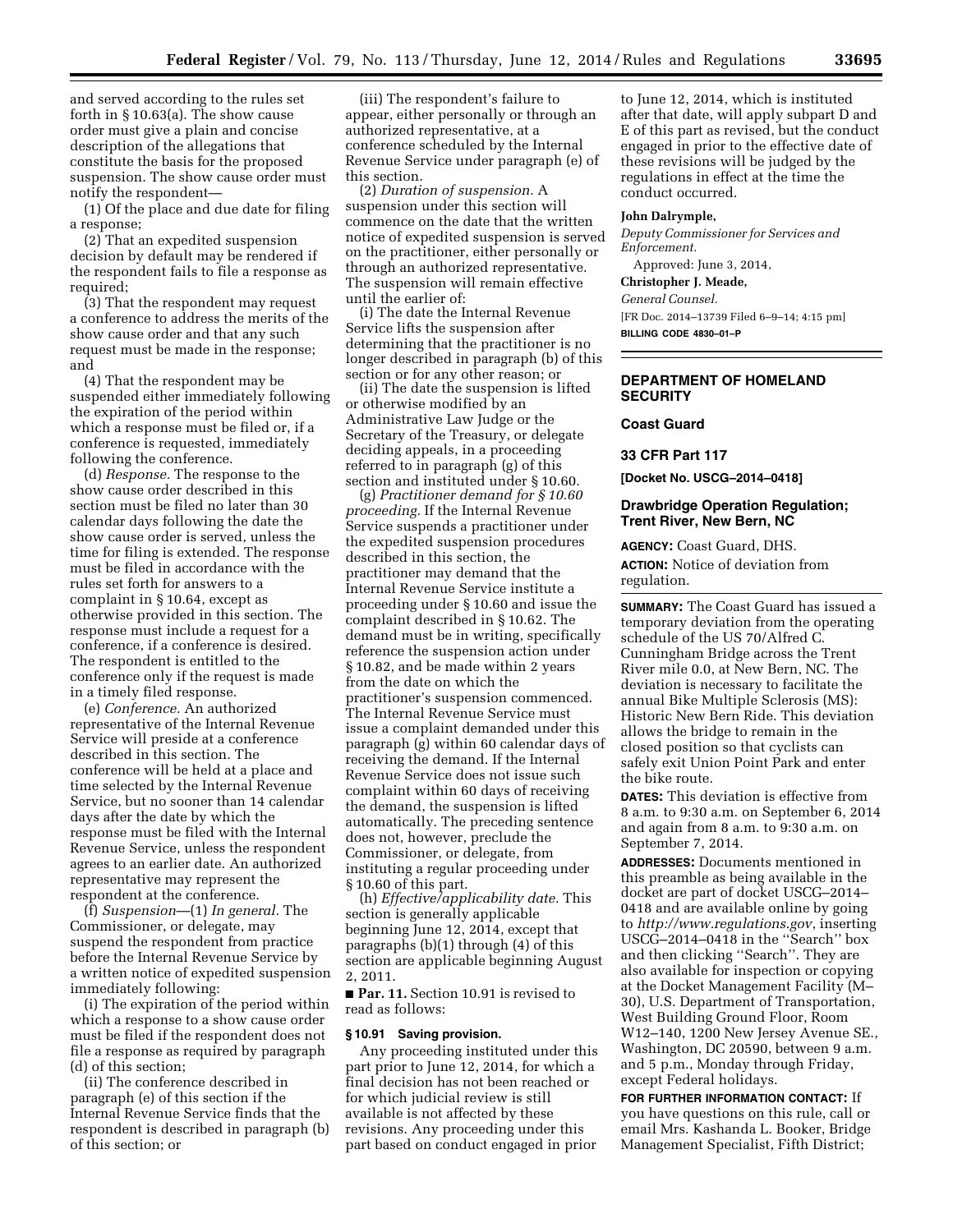and served according to the rules set forth in § 10.63(a). The show cause order must give a plain and concise description of the allegations that constitute the basis for the proposed suspension. The show cause order must notify the respondent—

(1) Of the place and due date for filing a response;

(2) That an expedited suspension decision by default may be rendered if the respondent fails to file a response as required;

(3) That the respondent may request a conference to address the merits of the show cause order and that any such request must be made in the response; and

(4) That the respondent may be suspended either immediately following the expiration of the period within which a response must be filed or, if a conference is requested, immediately following the conference.

(d) *Response.* The response to the show cause order described in this section must be filed no later than 30 calendar days following the date the show cause order is served, unless the time for filing is extended. The response must be filed in accordance with the rules set forth for answers to a complaint in § 10.64, except as otherwise provided in this section. The response must include a request for a conference, if a conference is desired. The respondent is entitled to the conference only if the request is made in a timely filed response.

(e) *Conference.* An authorized representative of the Internal Revenue Service will preside at a conference described in this section. The conference will be held at a place and time selected by the Internal Revenue Service, but no sooner than 14 calendar days after the date by which the response must be filed with the Internal Revenue Service, unless the respondent agrees to an earlier date. An authorized representative may represent the respondent at the conference.

(f) *Suspension*—(1) *In general.* The Commissioner, or delegate, may suspend the respondent from practice before the Internal Revenue Service by a written notice of expedited suspension immediately following:

(i) The expiration of the period within which a response to a show cause order must be filed if the respondent does not file a response as required by paragraph (d) of this section;

(ii) The conference described in paragraph (e) of this section if the Internal Revenue Service finds that the respondent is described in paragraph (b) of this section; or

(iii) The respondent's failure to appear, either personally or through an authorized representative, at a conference scheduled by the Internal Revenue Service under paragraph (e) of this section.

(2) *Duration of suspension.* A suspension under this section will commence on the date that the written notice of expedited suspension is served on the practitioner, either personally or through an authorized representative. The suspension will remain effective until the earlier of:

(i) The date the Internal Revenue Service lifts the suspension after determining that the practitioner is no longer described in paragraph (b) of this section or for any other reason; or

(ii) The date the suspension is lifted or otherwise modified by an Administrative Law Judge or the Secretary of the Treasury, or delegate deciding appeals, in a proceeding referred to in paragraph (g) of this section and instituted under § 10.60.

(g) *Practitioner demand for § 10.60 proceeding.* If the Internal Revenue Service suspends a practitioner under the expedited suspension procedures described in this section, the practitioner may demand that the Internal Revenue Service institute a proceeding under § 10.60 and issue the complaint described in § 10.62. The demand must be in writing, specifically reference the suspension action under § 10.82, and be made within 2 years from the date on which the practitioner's suspension commenced. The Internal Revenue Service must issue a complaint demanded under this paragraph (g) within 60 calendar days of receiving the demand. If the Internal Revenue Service does not issue such complaint within 60 days of receiving the demand, the suspension is lifted automatically. The preceding sentence does not, however, preclude the Commissioner, or delegate, from instituting a regular proceeding under § 10.60 of this part.

(h) *Effective/applicability date.* This section is generally applicable beginning June 12, 2014, except that paragraphs (b)(1) through (4) of this section are applicable beginning August 2, 2011.

■ **Par. 11.** Section 10.91 is revised to read as follows:

**§ 10.91 Saving provision.**

Any proceeding instituted under this part prior to June 12, 2014, for which a final decision has not been reached or for which judicial review is still available is not affected by these revisions. Any proceeding under this part based on conduct engaged in prior to June 12, 2014, which is instituted after that date, will apply subpart D and E of this part as revised, but the conduct engaged in prior to the effective date of these revisions will be judged by the regulations in effect at the time the conduct occurred.

**John Dalrymple,**

*Deputy Commissioner for Services and Enforcement.*

Approved: June 3, 2014,

**Christopher J. Meade,**

*General Counsel.*

[FR Doc. 2014–13739 Filed 6–9–14; 4:15 pm]

**BILLING CODE 4830–01–P**

---

**DEPARTMENT OF HOMELAND SECURITY**

**Coast Guard**

**33 CFR Part 117**

**[Docket No. USCG–2014–0418]**

## Drawbridge Operation Regulation; Trent River, New Bern, NC

**AGENCY:** Coast Guard, DHS.

**ACTION:** Notice of deviation from regulation.

**SUMMARY:** The Coast Guard has issued a temporary deviation from the operating schedule of the US 70/Alfred C. Cunningham Bridge across the Trent River mile 0.0, at New Bern, NC. The deviation is necessary to facilitate the annual Bike Multiple Sclerosis (MS): Historic New Bern Ride. This deviation allows the bridge to remain in the closed position so that cyclists can safely exit Union Point Park and enter the bike route.

**DATES:** This deviation is effective from 8 a.m. to 9:30 a.m. on September 6, 2014 and again from 8 a.m. to 9:30 a.m. on September 7, 2014.

**ADDRESSES:** Documents mentioned in this preamble as being available in the docket are part of docket USCG–2014–0418 and are available online by going to *http://www.regulations.gov*, inserting USCG–2014–0418 in the ''Search'' box and then clicking ''Search''. They are also available for inspection or copying at the Docket Management Facility (M–30), U.S. Department of Transportation, West Building Ground Floor, Room W12–140, 1200 New Jersey Avenue SE., Washington, DC 20590, between 9 a.m. and 5 p.m., Monday through Friday, except Federal holidays.

**FOR FURTHER INFORMATION CONTACT:** If you have questions on this rule, call or email Mrs. Kashanda L. Booker, Bridge Management Specialist, Fifth District;